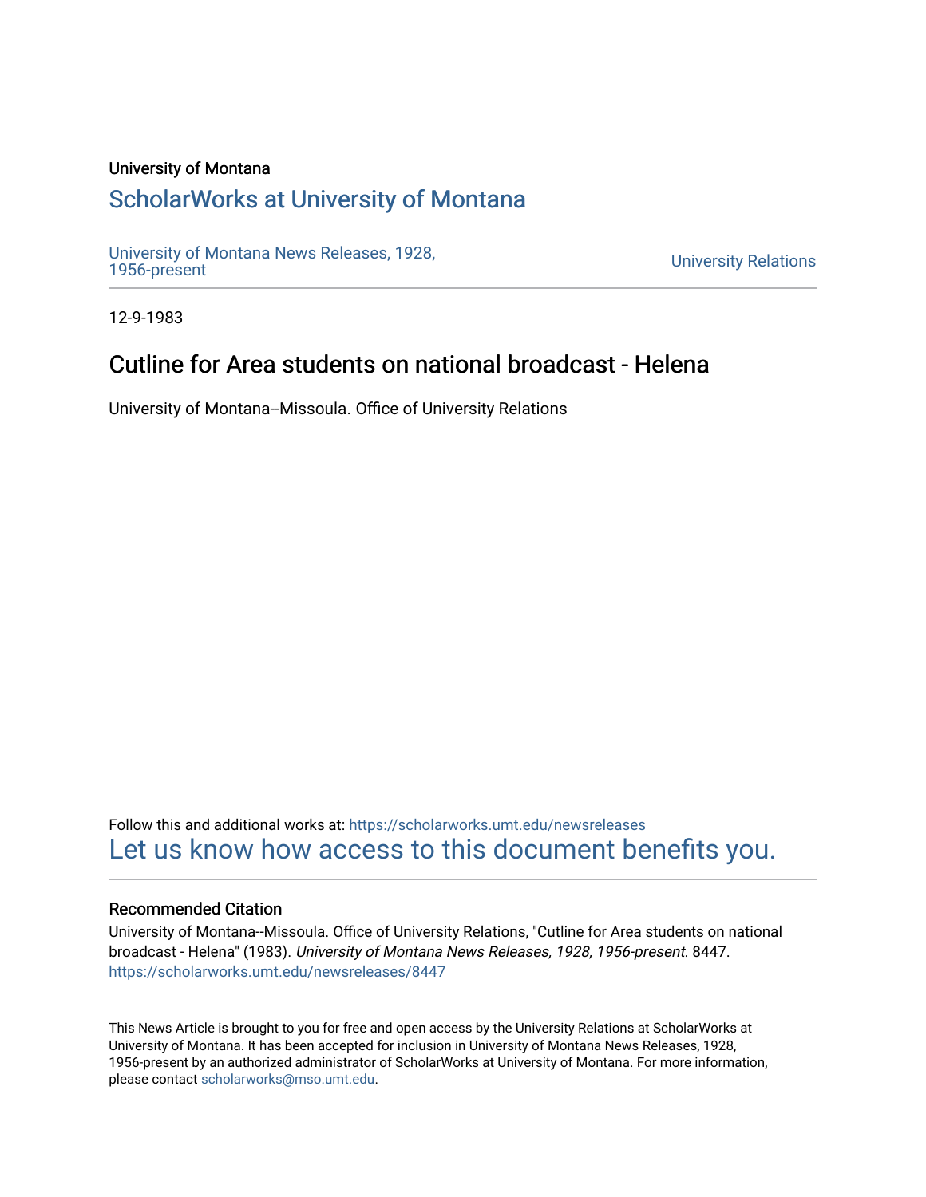University of Montana

# ScholarWorks at University of Montana

University of Montana News Releases, 1928, 1956-present

University Relations

12-9-1983

## Cutline for Area students on national broadcast - Helena

University of Montana--Missoula. Office of University Relations

Follow this and additional works at: https://scholarworks.umt.edu/newsreleases

Let us know how access to this document benefits you.

### Recommended Citation

University of Montana--Missoula. Office of University Relations, "Cutline for Area students on national broadcast - Helena" (1983). *University of Montana News Releases, 1928, 1956-present*. 8447.
https://scholarworks.umt.edu/newsreleases/8447

This News Article is brought to you for free and open access by the University Relations at ScholarWorks at University of Montana. It has been accepted for inclusion in University of Montana News Releases, 1928, 1956-present by an authorized administrator of ScholarWorks at University of Montana. For more information, please contact scholarworks@mso.umt.edu.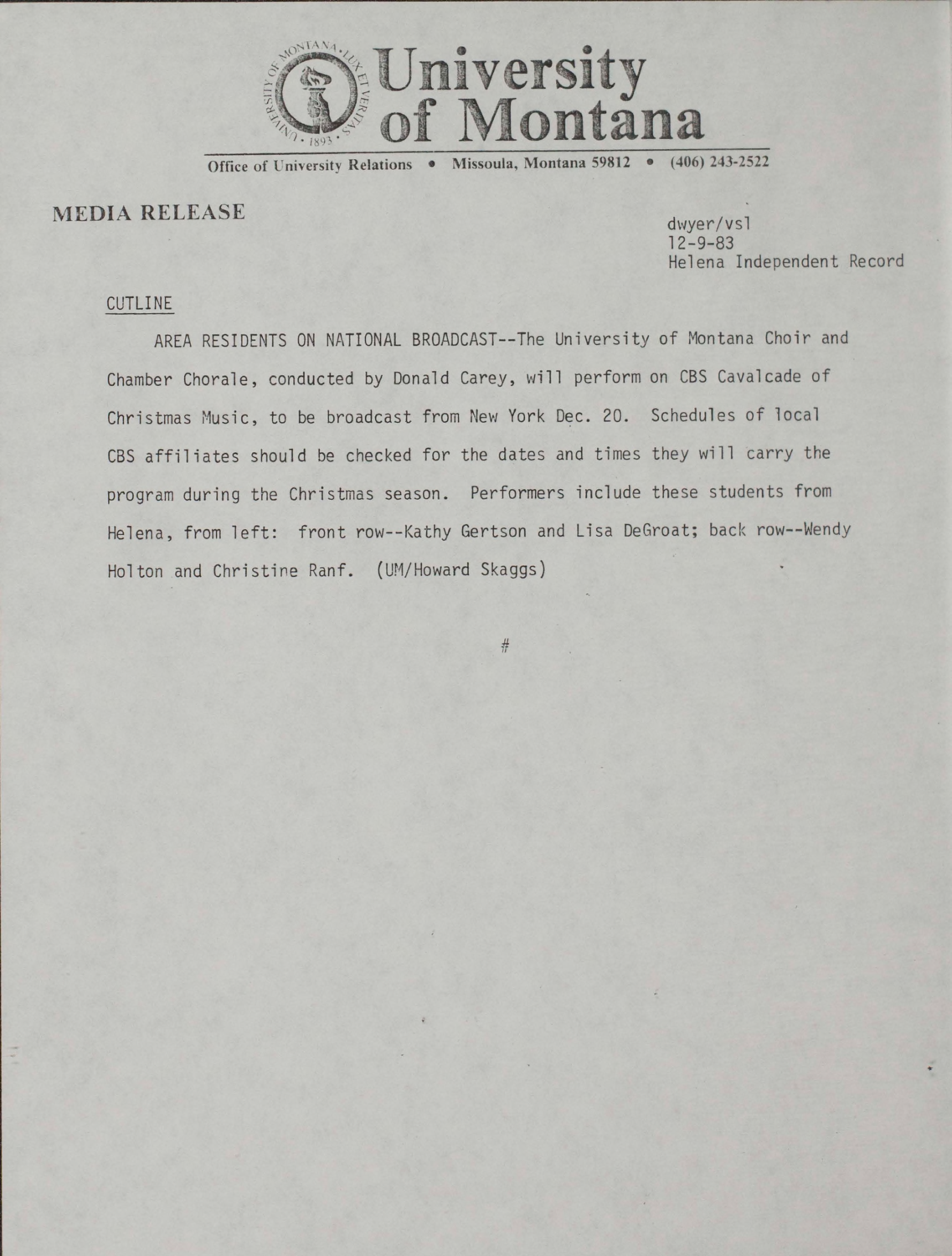# University of Montana

Office of University Relations • Missoula, Montana 59812 • (406) 243-2522

## MEDIA RELEASE

dwyer/vsl
12-9-83
Helena Independent Record

CUTLINE

AREA RESIDENTS ON NATIONAL BROADCAST--The University of Montana Choir and Chamber Chorale, conducted by Donald Carey, will perform on CBS Cavalcade of Christmas Music, to be broadcast from New York Dec. 20. Schedules of local CBS affiliates should be checked for the dates and times they will carry the program during the Christmas season. Performers include these students from Helena, from left: front row--Kathy Gertson and Lisa DeGroat; back row--Wendy Holton and Christine Ranf. (UM/Howard Skaggs)

#